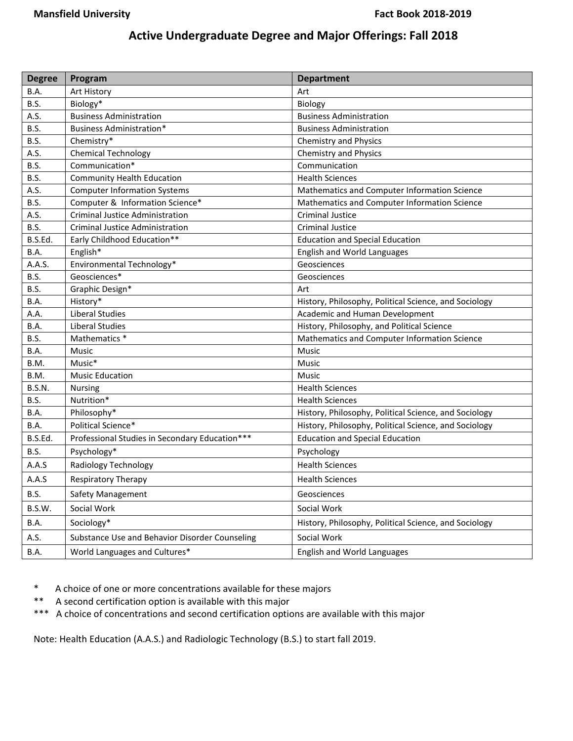# Active Undergraduate Degree and Major Offerings: Fall 2018

| Degree | Program | Department |
|---|---|---|
| B.A. | Art History | Art |
| B.S. | Biology* | Biology |
| A.S. | Business Administration | Business Administration |
| B.S. | Business Administration* | Business Administration |
| B.S. | Chemistry* | Chemistry and Physics |
| A.S. | Chemical Technology | Chemistry and Physics |
| B.S. | Communication* | Communication |
| B.S. | Community Health Education | Health Sciences |
| A.S. | Computer Information Systems | Mathematics and Computer Information Science |
| B.S. | Computer & Information Science* | Mathematics and Computer Information Science |
| A.S. | Criminal Justice Administration | Criminal Justice |
| B.S. | Criminal Justice Administration | Criminal Justice |
| B.S.Ed. | Early Childhood Education** | Education and Special Education |
| B.A. | English* | English and World Languages |
| A.A.S. | Environmental Technology* | Geosciences |
| B.S. | Geosciences* | Geosciences |
| B.S. | Graphic Design* | Art |
| B.A. | History* | History, Philosophy, Political Science, and Sociology |
| A.A. | Liberal Studies | Academic and Human Development |
| B.A. | Liberal Studies | History, Philosophy, and Political Science |
| B.S. | Mathematics * | Mathematics and Computer Information Science |
| B.A. | Music | Music |
| B.M. | Music* | Music |
| B.M. | Music Education | Music |
| B.S.N. | Nursing | Health Sciences |
| B.S. | Nutrition* | Health Sciences |
| B.A. | Philosophy* | History, Philosophy, Political Science, and Sociology |
| B.A. | Political Science* | History, Philosophy, Political Science, and Sociology |
| B.S.Ed. | Professional Studies in Secondary Education*** | Education and Special Education |
| B.S. | Psychology* | Psychology |
| A.A.S | Radiology Technology | Health Sciences |
| A.A.S | Respiratory Therapy | Health Sciences |
| B.S. | Safety Management | Geosciences |
| B.S.W. | Social Work | Social Work |
| B.A. | Sociology* | History, Philosophy, Political Science, and Sociology |
| A.S. | Substance Use and Behavior Disorder Counseling | Social Work |
| B.A. | World Languages and Cultures* | English and World Languages |

\* A choice of one or more concentrations available for these majors

\*\* A second certification option is available with this major

\*\*\* A choice of concentrations and second certification options are available with this major

Note: Health Education (A.A.S.) and Radiologic Technology (B.S.) to start fall 2019.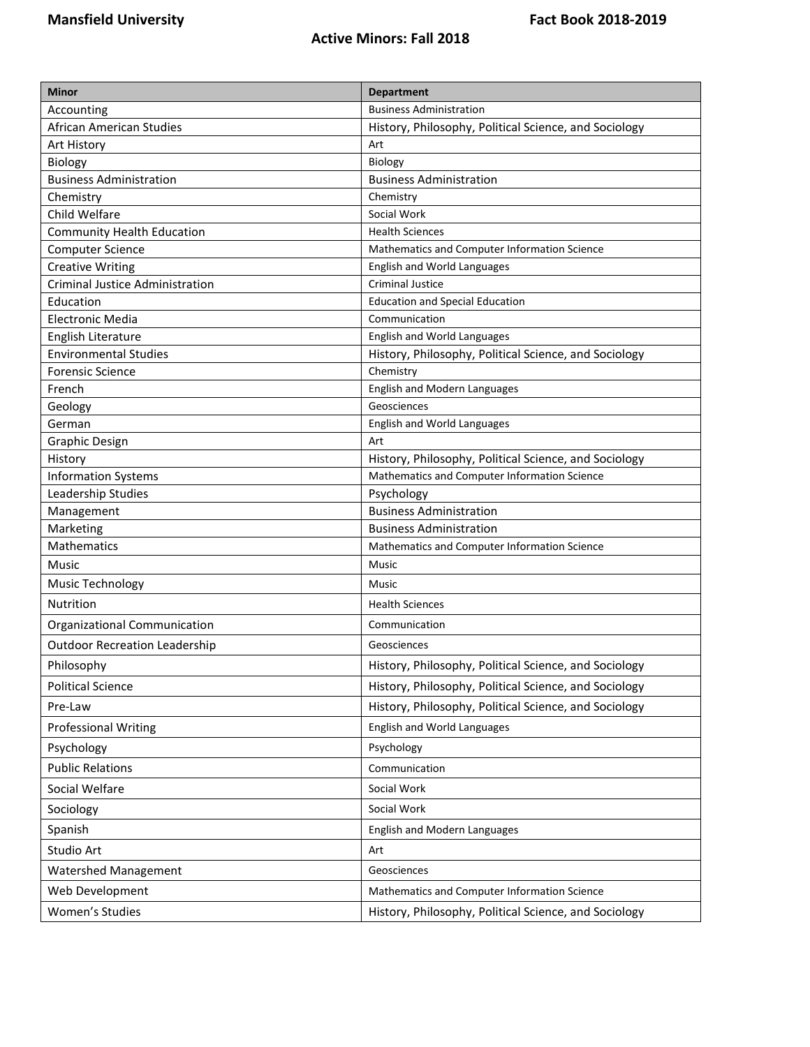# Active Minors: Fall 2018

| Minor | Department |
|---|---|
| Accounting | Business Administration |
| African American Studies | History, Philosophy, Political Science, and Sociology |
| Art History | Art |
| Biology | Biology |
| Business Administration | Business Administration |
| Chemistry | Chemistry |
| Child Welfare | Social Work |
| Community Health Education | Health Sciences |
| Computer Science | Mathematics and Computer Information Science |
| Creative Writing | English and World Languages |
| Criminal Justice Administration | Criminal Justice |
| Education | Education and Special Education |
| Electronic Media | Communication |
| English Literature | English and World Languages |
| Environmental Studies | History, Philosophy, Political Science, and Sociology |
| Forensic Science | Chemistry |
| French | English and Modern Languages |
| Geology | Geosciences |
| German | English and World Languages |
| Graphic Design | Art |
| History | History, Philosophy, Political Science, and Sociology |
| Information Systems | Mathematics and Computer Information Science |
| Leadership Studies | Psychology |
| Management | Business Administration |
| Marketing | Business Administration |
| Mathematics | Mathematics and Computer Information Science |
| Music | Music |
| Music Technology | Music |
| Nutrition | Health Sciences |
| Organizational Communication | Communication |
| Outdoor Recreation Leadership | Geosciences |
| Philosophy | History, Philosophy, Political Science, and Sociology |
| Political Science | History, Philosophy, Political Science, and Sociology |
| Pre-Law | History, Philosophy, Political Science, and Sociology |
| Professional Writing | English and World Languages |
| Psychology | Psychology |
| Public Relations | Communication |
| Social Welfare | Social Work |
| Sociology | Social Work |
| Spanish | English and Modern Languages |
| Studio Art | Art |
| Watershed Management | Geosciences |
| Web Development | Mathematics and Computer Information Science |
| Women's Studies | History, Philosophy, Political Science, and Sociology |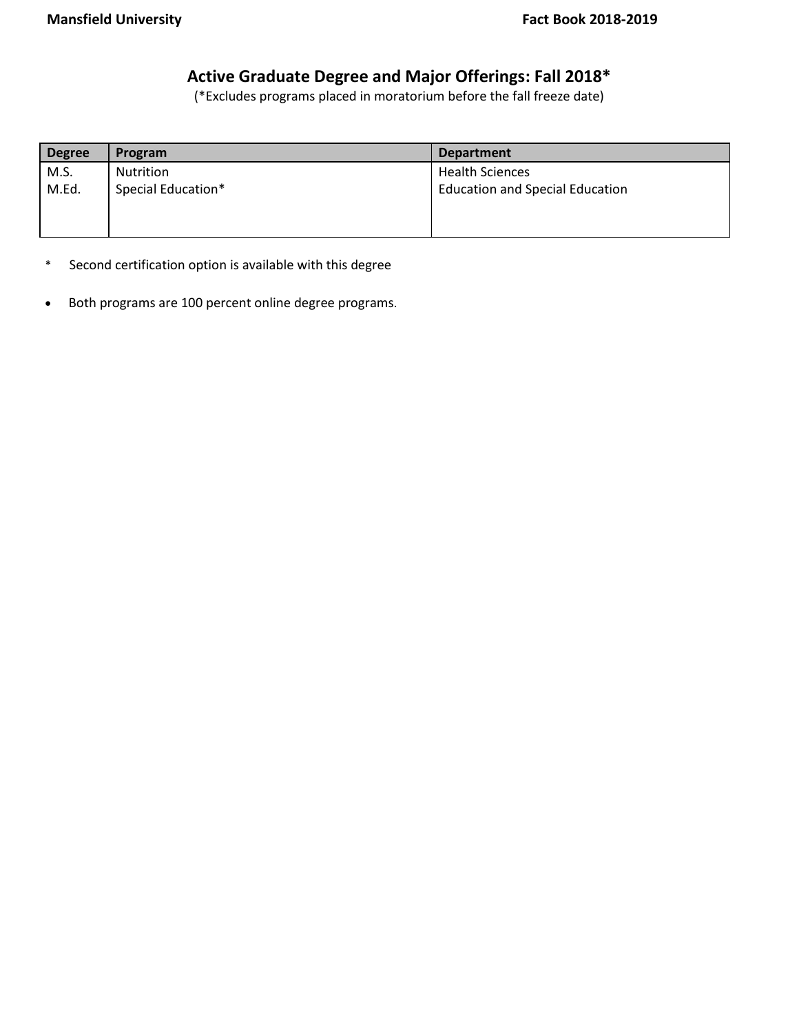# Active Graduate Degree and Major Offerings: Fall 2018*

(*Excludes programs placed in moratorium before the fall freeze date)

| Degree | Program | Department |
| --- | --- | --- |
| M.S. | Nutrition | Health Sciences |
| M.Ed. | Special Education* | Education and Special Education |

\* Second certification option is available with this degree

- Both programs are 100 percent online degree programs.